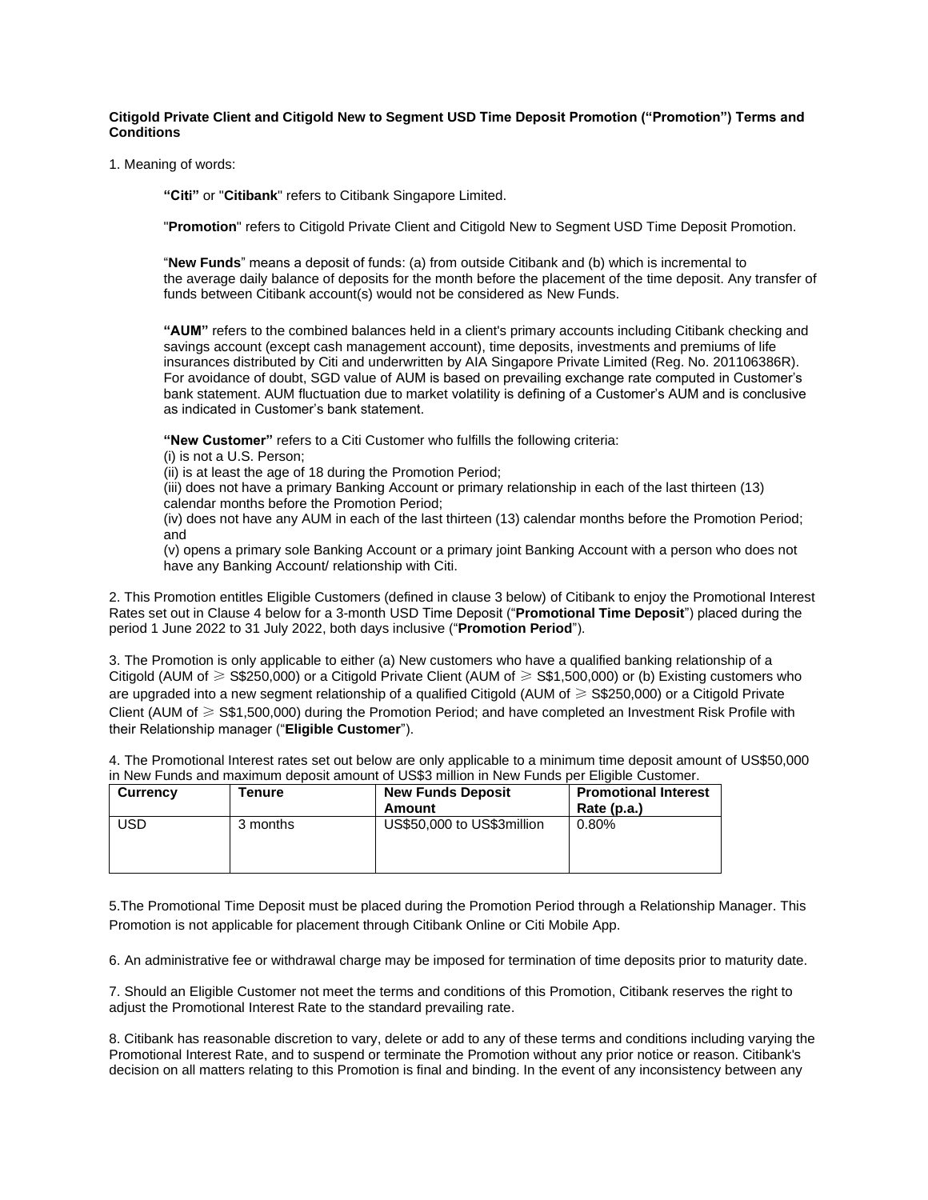**Citigold Private Client and Citigold New to Segment USD Time Deposit Promotion ("Promotion") Terms and Conditions**

1. Meaning of words:

> **"Citi"** or "**Citibank**" refers to Citibank Singapore Limited.
>
> "**Promotion**" refers to Citigold Private Client and Citigold New to Segment USD Time Deposit Promotion.
>
> "**New Funds**" means a deposit of funds: (a) from outside Citibank and (b) which is incremental to the average daily balance of deposits for the month before the placement of the time deposit. Any transfer of funds between Citibank account(s) would not be considered as New Funds.
>
> **"AUM"** refers to the combined balances held in a client's primary accounts including Citibank checking and savings account (except cash management account), time deposits, investments and premiums of life insurances distributed by Citi and underwritten by AIA Singapore Private Limited (Reg. No. 201106386R). For avoidance of doubt, SGD value of AUM is based on prevailing exchange rate computed in Customer's bank statement. AUM fluctuation due to market volatility is defining of a Customer's AUM and is conclusive as indicated in Customer's bank statement.
>
> **"New Customer"** refers to a Citi Customer who fulfills the following criteria:
> (i) is not a U.S. Person;
> (ii) is at least the age of 18 during the Promotion Period;
> (iii) does not have a primary Banking Account or primary relationship in each of the last thirteen (13) calendar months before the Promotion Period;
> (iv) does not have any AUM in each of the last thirteen (13) calendar months before the Promotion Period; and
> (v) opens a primary sole Banking Account or a primary joint Banking Account with a person who does not have any Banking Account/ relationship with Citi.

2. This Promotion entitles Eligible Customers (defined in clause 3 below) of Citibank to enjoy the Promotional Interest Rates set out in Clause 4 below for a 3-month USD Time Deposit ("**Promotional Time Deposit**") placed during the period 1 June 2022 to 31 July 2022, both days inclusive ("**Promotion Period**").

3. The Promotion is only applicable to either (a) New customers who have a qualified banking relationship of a Citigold (AUM of ≥ S$250,000) or a Citigold Private Client (AUM of ≥ S$1,500,000) or (b) Existing customers who are upgraded into a new segment relationship of a qualified Citigold (AUM of ≥ S$250,000) or a Citigold Private Client (AUM of ≥ S$1,500,000) during the Promotion Period; and have completed an Investment Risk Profile with their Relationship manager ("**Eligible Customer**").

4. The Promotional Interest rates set out below are only applicable to a minimum time deposit amount of US$50,000 in New Funds and maximum deposit amount of US$3 million in New Funds per Eligible Customer.

| Currency | Tenure | New Funds Deposit Amount | Promotional Interest Rate (p.a.) |
|---|---|---|---|
| USD | 3 months | US$50,000 to US$3million | 0.80% |

5. The Promotional Time Deposit must be placed during the Promotion Period through a Relationship Manager. This Promotion is not applicable for placement through Citibank Online or Citi Mobile App.

6. An administrative fee or withdrawal charge may be imposed for termination of time deposits prior to maturity date.

7. Should an Eligible Customer not meet the terms and conditions of this Promotion, Citibank reserves the right to adjust the Promotional Interest Rate to the standard prevailing rate.

8. Citibank has reasonable discretion to vary, delete or add to any of these terms and conditions including varying the Promotional Interest Rate, and to suspend or terminate the Promotion without any prior notice or reason. Citibank's decision on all matters relating to this Promotion is final and binding. In the event of any inconsistency between any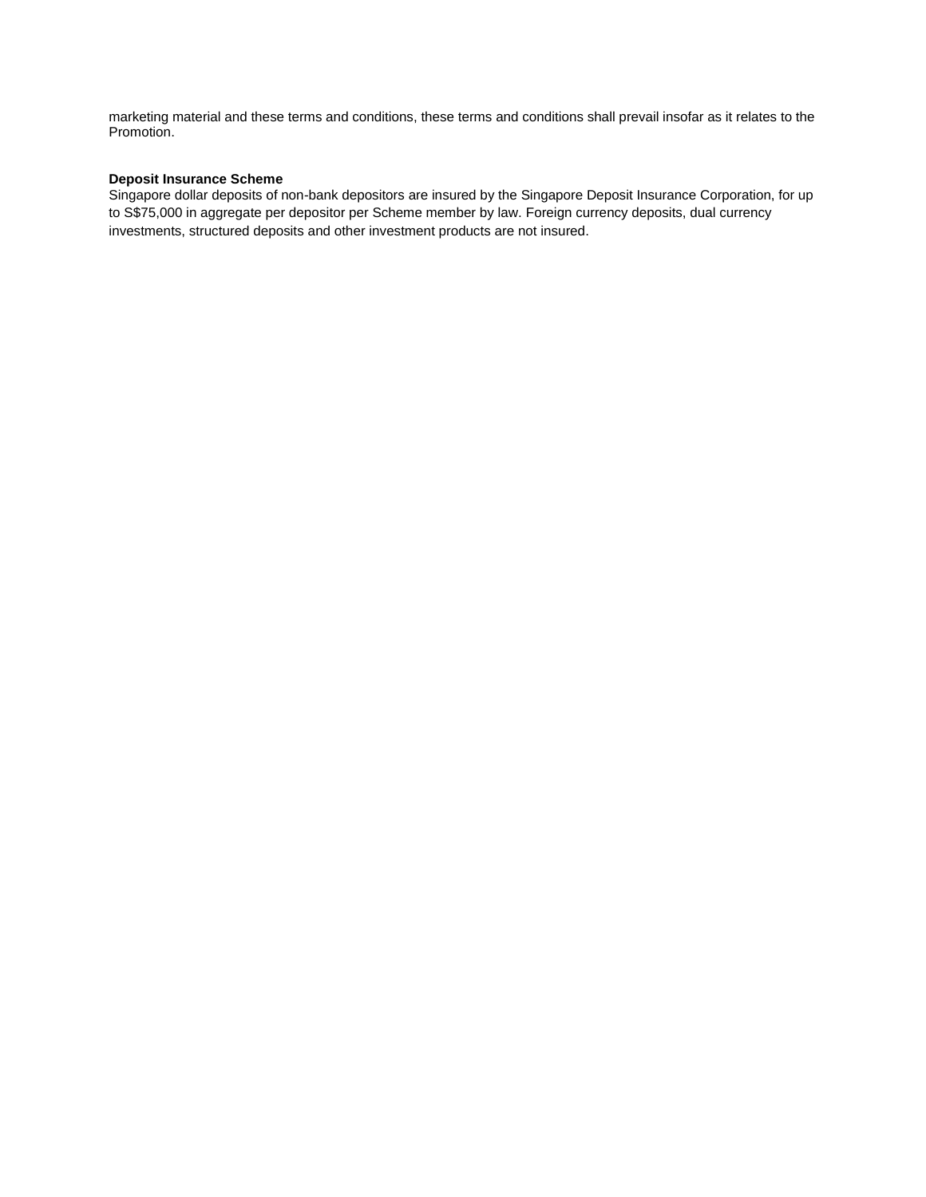marketing material and these terms and conditions, these terms and conditions shall prevail insofar as it relates to the Promotion.

**Deposit Insurance Scheme**

Singapore dollar deposits of non-bank depositors are insured by the Singapore Deposit Insurance Corporation, for up to S$75,000 in aggregate per depositor per Scheme member by law. Foreign currency deposits, dual currency investments, structured deposits and other investment products are not insured.